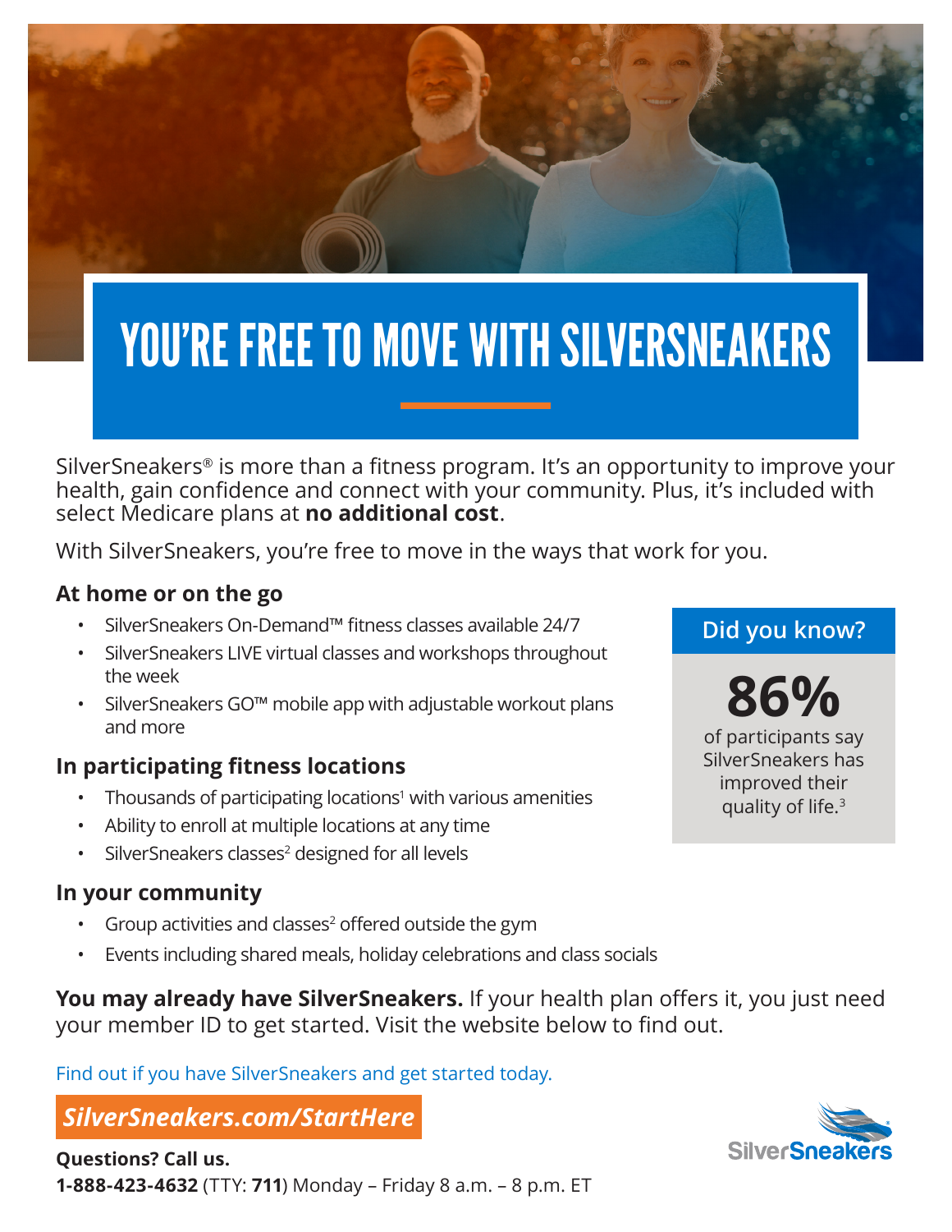# YOU'RE FREE TO MOVE WITH SILVERSNEAKERS

SilverSneakers® is more than a fitness program. It's an opportunity to improve your health, gain confidence and connect with your community. Plus, it's included with select Medicare plans at **no additional cost**.

With SilverSneakers, you're free to move in the ways that work for you.

### At home or on the go

- SilverSneakers On-Demand™ fitness classes available 24/7
- SilverSneakers LIVE virtual classes and workshops throughout the week
- SilverSneakers GO™ mobile app with adjustable workout plans and more

### In participating fitness locations

- Thousands of participating locations[1] with various amenities
- Ability to enroll at multiple locations at any time
- SilverSneakers classes[2] designed for all levels

### In your community

- Group activities and classes[2] offered outside the gym
- Events including shared meals, holiday celebrations and class socials

**Did you know?**

**86%**

of participants say SilverSneakers has improved their quality of life.[3]

**You may already have SilverSneakers.** If your health plan offers it, you just need your member ID to get started. Visit the website below to find out.

Find out if you have SilverSneakers and get started today.

***SilverSneakers.com/StartHere***

**Questions? Call us.**
**1-888-423-4632** (TTY: **711**) Monday – Friday 8 a.m. – 8 p.m. ET

SilverSneakers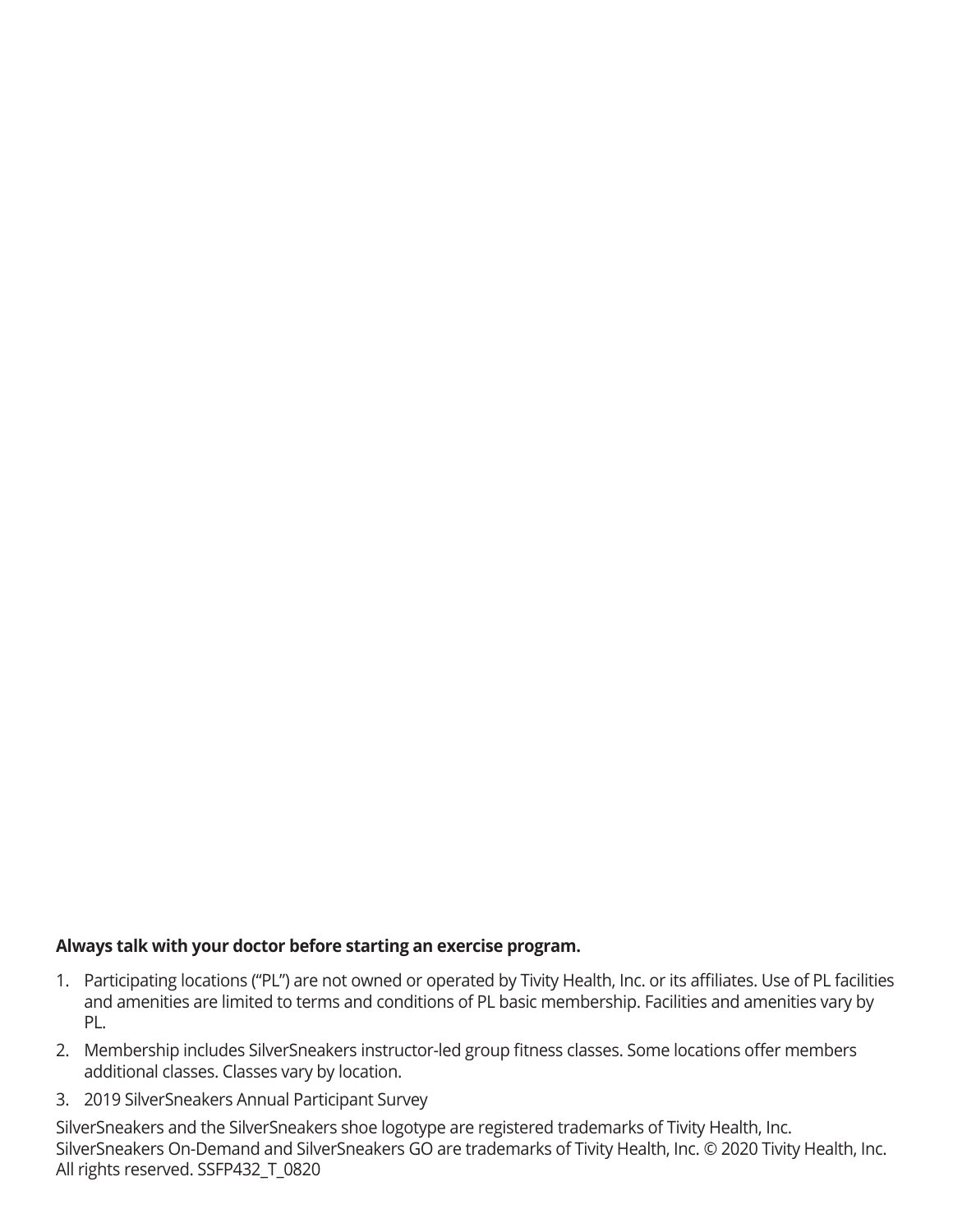**Always talk with your doctor before starting an exercise program.**

1. Participating locations ("PL") are not owned or operated by Tivity Health, Inc. or its affiliates. Use of PL facilities and amenities are limited to terms and conditions of PL basic membership. Facilities and amenities vary by PL.
2. Membership includes SilverSneakers instructor-led group fitness classes. Some locations offer members additional classes. Classes vary by location.
3. 2019 SilverSneakers Annual Participant Survey

SilverSneakers and the SilverSneakers shoe logotype are registered trademarks of Tivity Health, Inc. SilverSneakers On-Demand and SilverSneakers GO are trademarks of Tivity Health, Inc. © 2020 Tivity Health, Inc. All rights reserved. SSFP432_T_0820